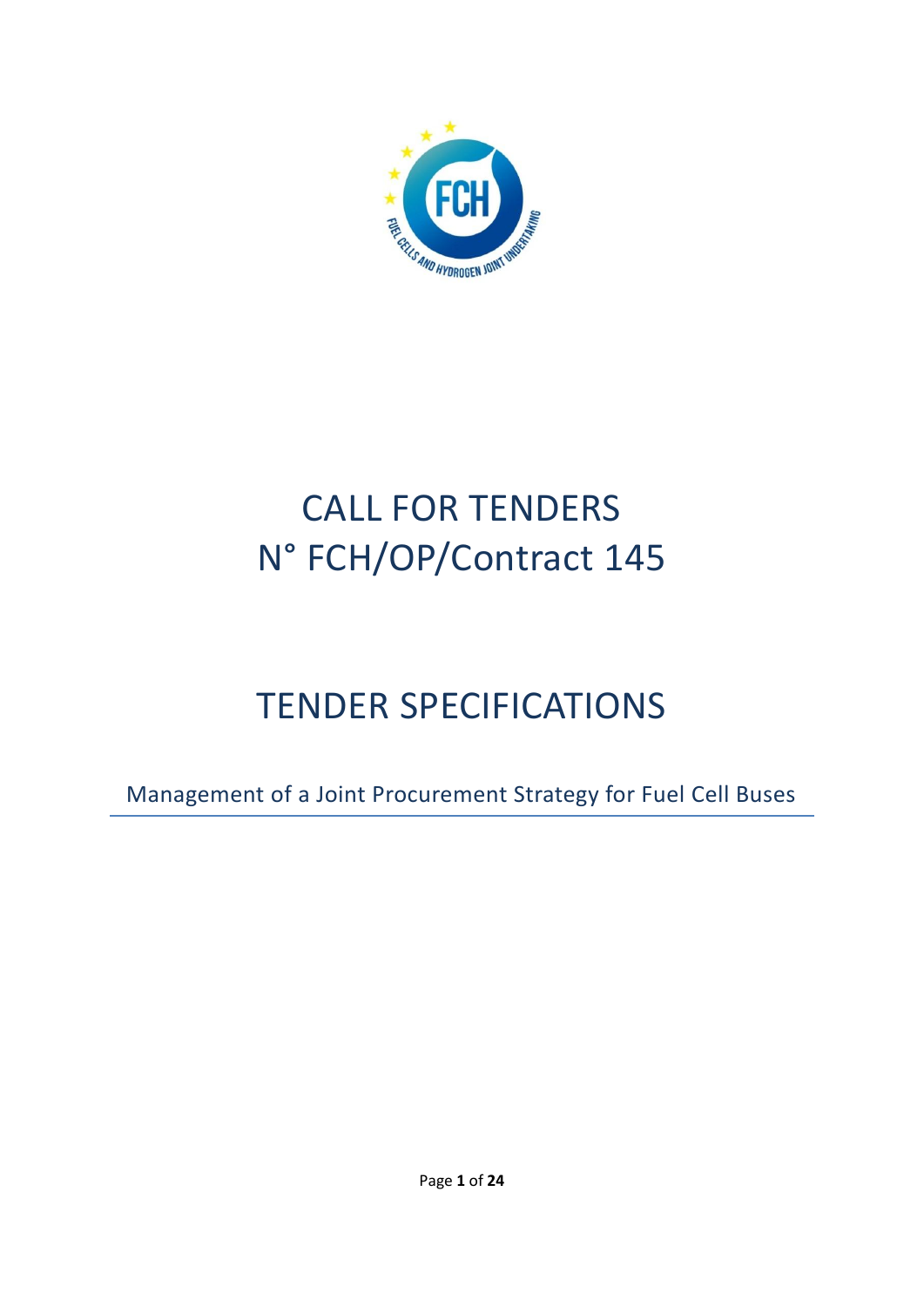# CALL FOR TENDERS
# N° FCH/OP/Contract 145

# TENDER SPECIFICATIONS

Management of a Joint Procurement Strategy for Fuel Cell Buses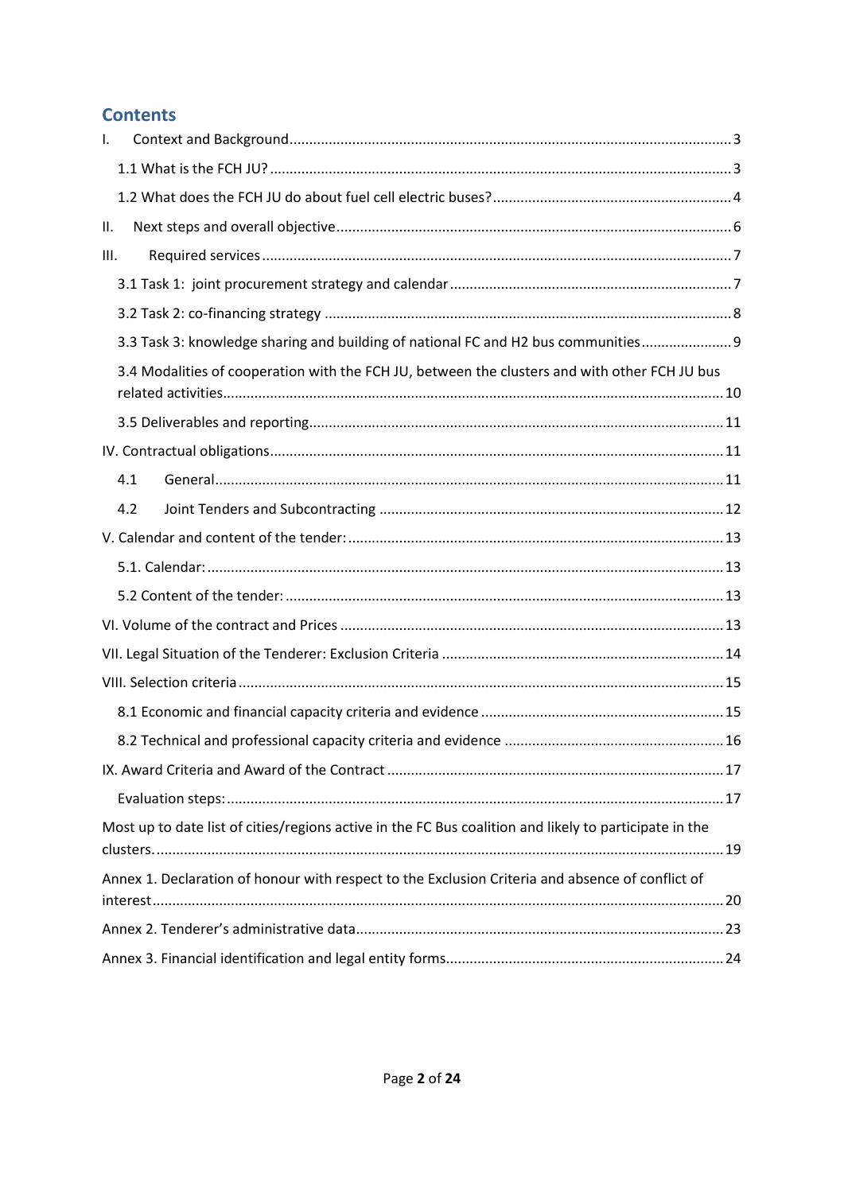# Contents

I. Context and Background ........................................................................................................ 3

1.1 What is the FCH JU? ............................................................................................................. 3

1.2 What does the FCH JU do about fuel cell electric buses? .................................................. 4

II. Next steps and overall objective ............................................................................................ 6

III. Required services ................................................................................................................. 7

3.1 Task 1: joint procurement strategy and calendar ................................................................. 7

3.2 Task 2: co-financing strategy ................................................................................................ 8

3.3 Task 3: knowledge sharing and building of national FC and H2 bus communities .............. 9

3.4 Modalities of cooperation with the FCH JU, between the clusters and with other FCH JU bus related activities ................................................................................................................. 10

3.5 Deliverables and reporting .................................................................................................. 11

IV. Contractual obligations ........................................................................................................ 11

4.1 General ................................................................................................................................. 11

4.2 Joint Tenders and Subcontracting ....................................................................................... 12

V. Calendar and content of the tender: ..................................................................................... 13

5.1. Calendar: ............................................................................................................................. 13

5.2 Content of the tender: .......................................................................................................... 13

VI. Volume of the contract and Prices ...................................................................................... 13

VII. Legal Situation of the Tenderer: Exclusion Criteria ............................................................ 14

VIII. Selection criteria ................................................................................................................ 15

8.1 Economic and financial capacity criteria and evidence ....................................................... 15

8.2 Technical and professional capacity criteria and evidence ................................................. 16

IX. Award Criteria and Award of the Contract .......................................................................... 17

Evaluation steps: ..................................................................................................................... 17

Most up to date list of cities/regions active in the FC Bus coalition and likely to participate in the clusters. ...................................................................................................................................... 19

Annex 1. Declaration of honour with respect to the Exclusion Criteria and absence of conflict of interest ..................................................................................................................................... 20

Annex 2. Tenderer's administrative data .................................................................................... 23

Annex 3. Financial identification and legal entity forms ............................................................. 24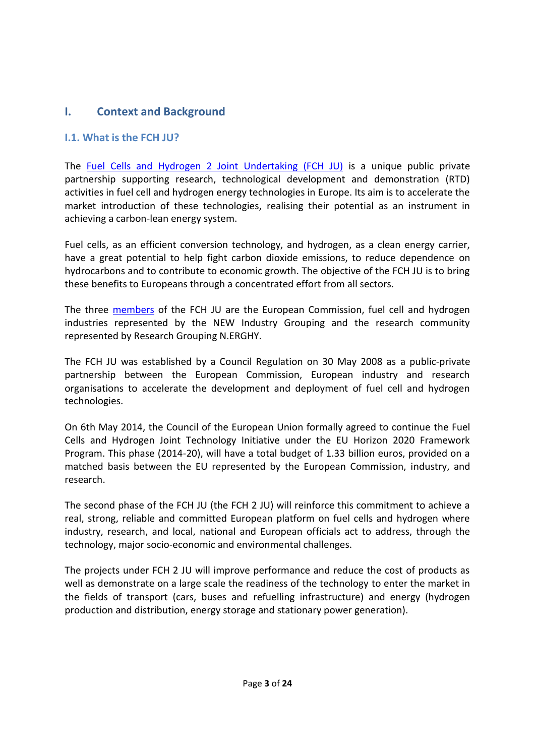# I. Context and Background

## I.1. What is the FCH JU?

The [Fuel Cells and Hydrogen 2 Joint Undertaking (FCH JU)]() is a unique public private partnership supporting research, technological development and demonstration (RTD) activities in fuel cell and hydrogen energy technologies in Europe. Its aim is to accelerate the market introduction of these technologies, realising their potential as an instrument in achieving a carbon-lean energy system.

Fuel cells, as an efficient conversion technology, and hydrogen, as a clean energy carrier, have a great potential to help fight carbon dioxide emissions, to reduce dependence on hydrocarbons and to contribute to economic growth. The objective of the FCH JU is to bring these benefits to Europeans through a concentrated effort from all sectors.

The three [members]() of the FCH JU are the European Commission, fuel cell and hydrogen industries represented by the NEW Industry Grouping and the research community represented by Research Grouping N.ERGHY.

The FCH JU was established by a Council Regulation on 30 May 2008 as a public-private partnership between the European Commission, European industry and research organisations to accelerate the development and deployment of fuel cell and hydrogen technologies.

On 6th May 2014, the Council of the European Union formally agreed to continue the Fuel Cells and Hydrogen Joint Technology Initiative under the EU Horizon 2020 Framework Program. This phase (2014-20), will have a total budget of 1.33 billion euros, provided on a matched basis between the EU represented by the European Commission, industry, and research.

The second phase of the FCH JU (the FCH 2 JU) will reinforce this commitment to achieve a real, strong, reliable and committed European platform on fuel cells and hydrogen where industry, research, and local, national and European officials act to address, through the technology, major socio-economic and environmental challenges.

The projects under FCH 2 JU will improve performance and reduce the cost of products as well as demonstrate on a large scale the readiness of the technology to enter the market in the fields of transport (cars, buses and refuelling infrastructure) and energy (hydrogen production and distribution, energy storage and stationary power generation).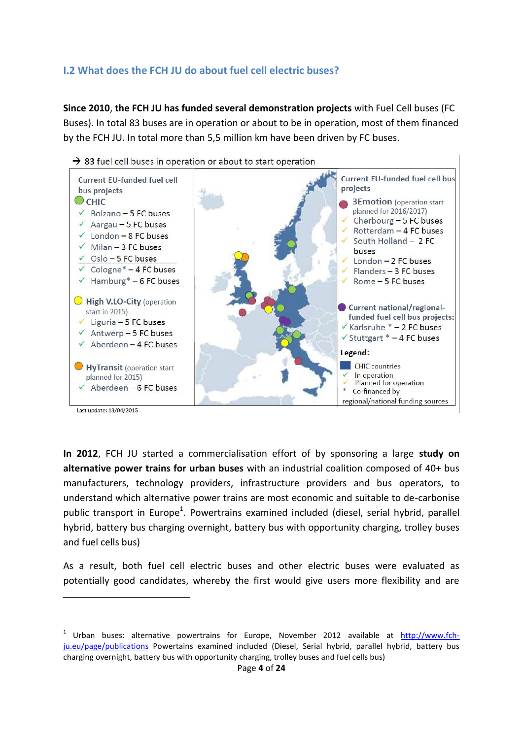## I.2 What does the FCH JU do about fuel cell electric buses?

**Since 2010**, **the FCH JU has funded several demonstration projects** with Fuel Cell buses (FC Buses). In total 83 buses are in operation or about to be in operation, most of them financed by the FCH JU. In total more than 5,5 million km have been driven by FC buses.

→ 83 fuel cell buses in operation or about to start operation

**Current EU-funded fuel cell bus projects**

**CHIC**
- ✓ Bolzano – 5 FC buses
- ✓ Aargau – 5 FC buses
- ✓ London – 8 FC buses
- ✓ Milan – 3 FC buses
- ✓ Oslo – 5 FC buses
- ✓ Cologne* – 4 FC buses
- ✓ Hamburg* – 6 FC buses

**High V.LO-City** (operation start in 2015)
- ✓ Liguria – 5 FC buses
- ✓ Antwerp – 5 FC buses
- ✓ Aberdeen – 4 FC buses

**HyTransit** (operation start planned for 2015)
- ✓ Aberdeen – 6 FC buses

**Current EU-funded fuel cell bus projects**

**3Emotion** (operation start planned for 2016/2017)
- ✓ Cherbourg – 5 FC buses
- ✓ Rotterdam – 4 FC buses
- ✓ South Holland – 2 FC buses
- ✓ London – 2 FC buses
- ✓ Flanders – 3 FC buses
- ✓ Rome – 5 FC buses

**Current national/regional-funded fuel cell bus projects:**
- ✓ Karlsruhe * – 2 FC buses
- ✓ Stuttgart * – 4 FC buses

**Legend:**
- CHIC countries
- ✓ In operation
- ✓ Planned for operation
- \* Co-financed by regional/national funding sources

Last update: 13/04/2015

**In 2012**, FCH JU started a commercialisation effort of by sponsoring a large **study on alternative power trains for urban buses** with an industrial coalition composed of 40+ bus manufacturers, technology providers, infrastructure providers and bus operators, to understand which alternative power trains are most economic and suitable to de-carbonise public transport in Europe[1]. Powertrains examined included (diesel, serial hybrid, parallel hybrid, battery bus charging overnight, battery bus with opportunity charging, trolley buses and fuel cells bus)

As a result, both fuel cell electric buses and other electric buses were evaluated as potentially good candidates, whereby the first would give users more flexibility and are

---

[1] Urban buses: alternative powertrains for Europe, November 2012 available at [http://www.fch-ju.eu/page/publications](http://www.fch-ju.eu/page/publications) Powertains examined included (Diesel, Serial hybrid, parallel hybrid, battery bus charging overnight, battery bus with opportunity charging, trolley buses and fuel cells bus)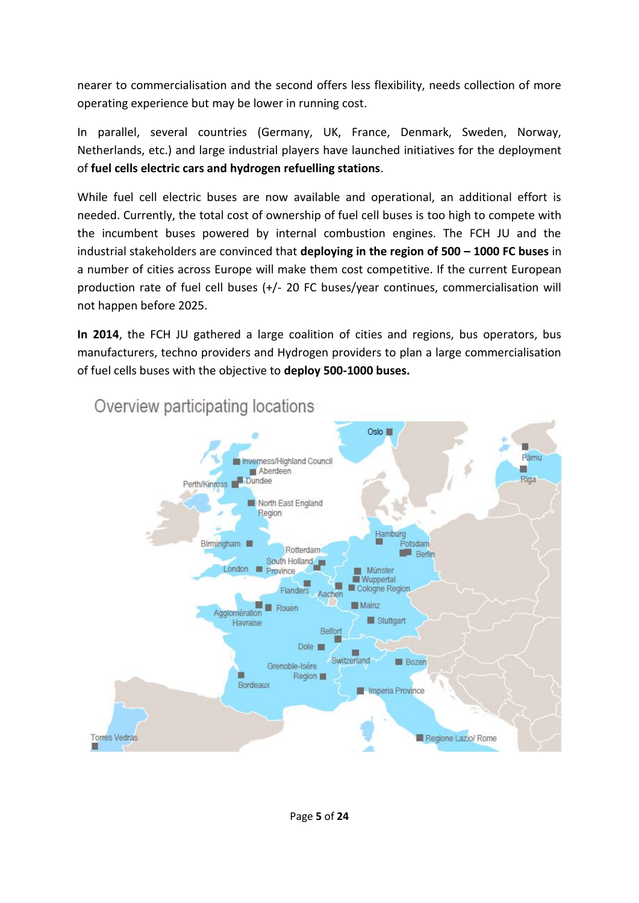nearer to commercialisation and the second offers less flexibility, needs collection of more operating experience but may be lower in running cost.

In parallel, several countries (Germany, UK, France, Denmark, Sweden, Norway, Netherlands, etc.) and large industrial players have launched initiatives for the deployment of **fuel cells electric cars and hydrogen refuelling stations**.

While fuel cell electric buses are now available and operational, an additional effort is needed. Currently, the total cost of ownership of fuel cell buses is too high to compete with the incumbent buses powered by internal combustion engines. The FCH JU and the industrial stakeholders are convinced that **deploying in the region of 500 – 1000 FC buses** in a number of cities across Europe will make them cost competitive. If the current European production rate of fuel cell buses (+/- 20 FC buses/year continues, commercialisation will not happen before 2025.

**In 2014**, the FCH JU gathered a large coalition of cities and regions, bus operators, bus manufacturers, techno providers and Hydrogen providers to plan a large commercialisation of fuel cells buses with the objective to **deploy 500-1000 buses.**

Overview participating locations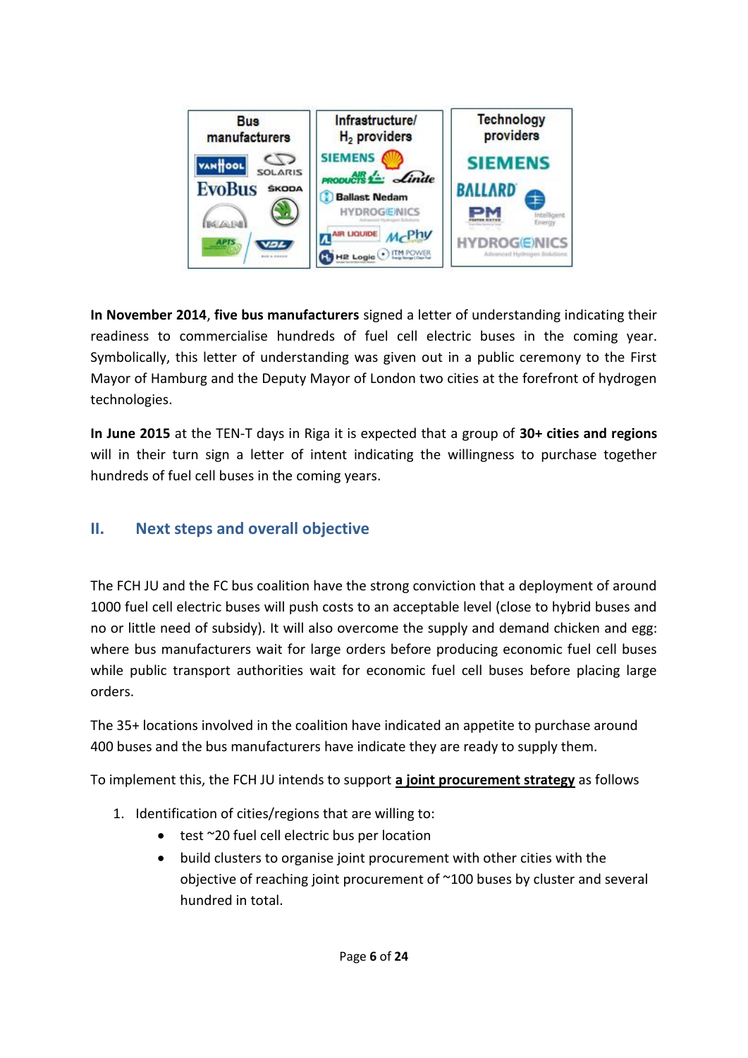In November 2014, five bus manufacturers signed a letter of understanding indicating their readiness to commercialise hundreds of fuel cell electric buses in the coming year. Symbolically, this letter of understanding was given out in a public ceremony to the First Mayor of Hamburg and the Deputy Mayor of London two cities at the forefront of hydrogen technologies.

**In June 2015** at the TEN-T days in Riga it is expected that a group of **30+ cities and regions** will in their turn sign a letter of intent indicating the willingness to purchase together hundreds of fuel cell buses in the coming years.

## II. Next steps and overall objective

The FCH JU and the FC bus coalition have the strong conviction that a deployment of around 1000 fuel cell electric buses will push costs to an acceptable level (close to hybrid buses and no or little need of subsidy). It will also overcome the supply and demand chicken and egg: where bus manufacturers wait for large orders before producing economic fuel cell buses while public transport authorities wait for economic fuel cell buses before placing large orders.

The 35+ locations involved in the coalition have indicated an appetite to purchase around 400 buses and the bus manufacturers have indicate they are ready to supply them.

To implement this, the FCH JU intends to support **a joint procurement strategy** as follows

1. Identification of cities/regions that are willing to:
   - test ~20 fuel cell electric bus per location
   - build clusters to organise joint procurement with other cities with the objective of reaching joint procurement of ~100 buses by cluster and several hundred in total.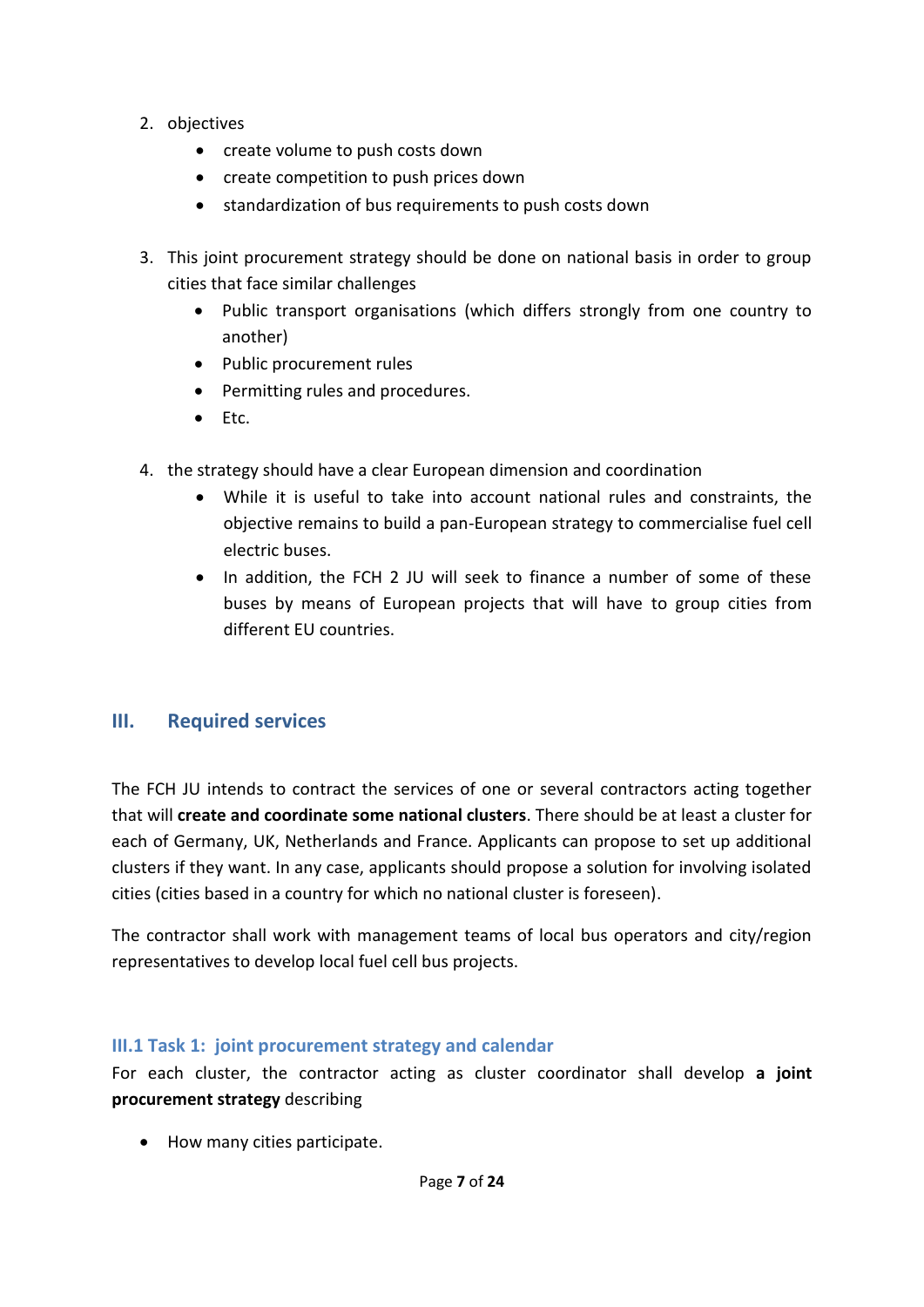2. objectives
    - create volume to push costs down
    - create competition to push prices down
    - standardization of bus requirements to push costs down

3. This joint procurement strategy should be done on national basis in order to group cities that face similar challenges
    - Public transport organisations (which differs strongly from one country to another)
    - Public procurement rules
    - Permitting rules and procedures.
    - Etc.

4. the strategy should have a clear European dimension and coordination
    - While it is useful to take into account national rules and constraints, the objective remains to build a pan-European strategy to commercialise fuel cell electric buses.
    - In addition, the FCH 2 JU will seek to finance a number of some of these buses by means of European projects that will have to group cities from different EU countries.

## III. Required services

The FCH JU intends to contract the services of one or several contractors acting together that will **create and coordinate some national clusters**. There should be at least a cluster for each of Germany, UK, Netherlands and France. Applicants can propose to set up additional clusters if they want. In any case, applicants should propose a solution for involving isolated cities (cities based in a country for which no national cluster is foreseen).

The contractor shall work with management teams of local bus operators and city/region representatives to develop local fuel cell bus projects.

### III.1 Task 1: joint procurement strategy and calendar

For each cluster, the contractor acting as cluster coordinator shall develop **a joint procurement strategy** describing

- How many cities participate.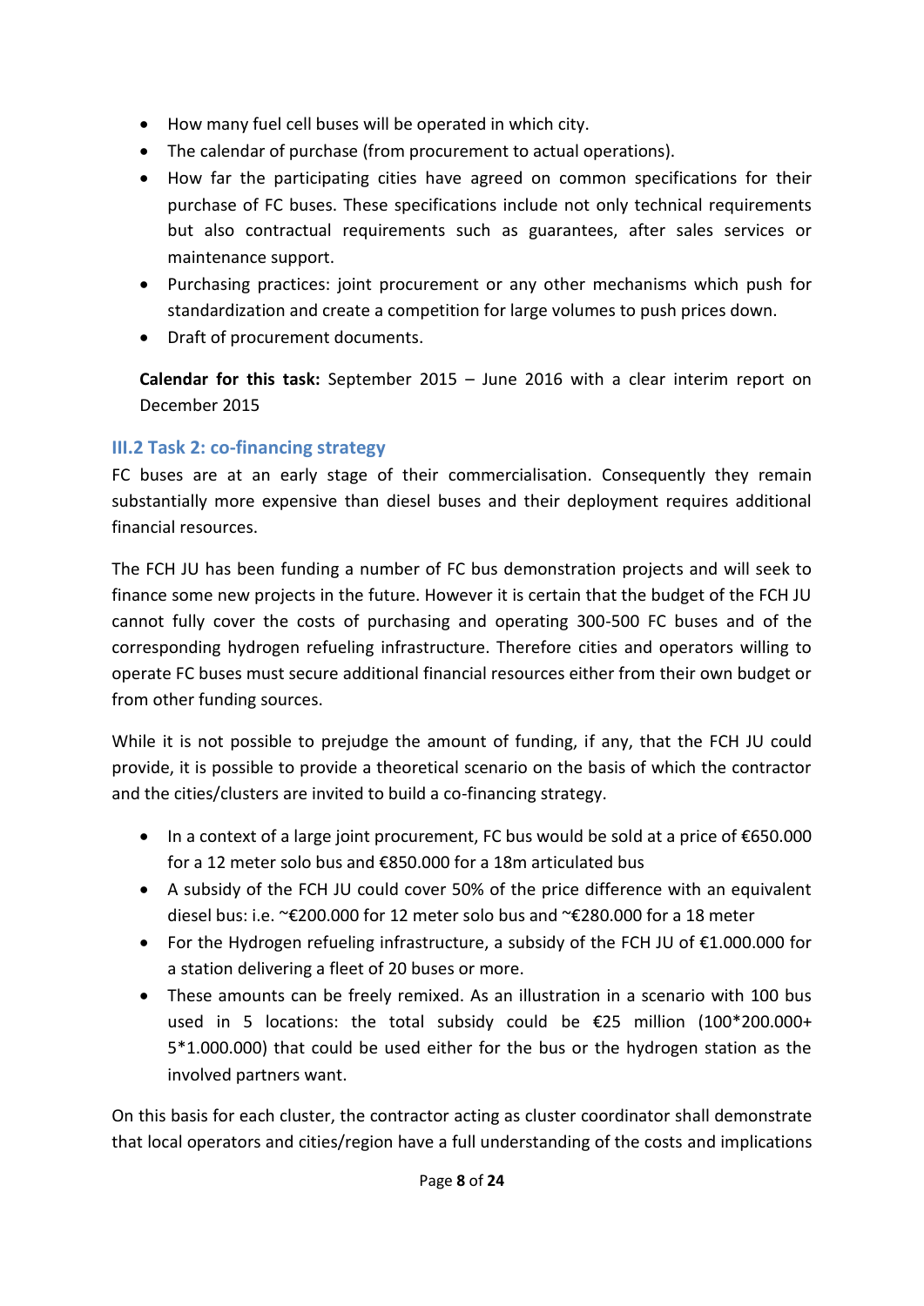- How many fuel cell buses will be operated in which city.
- The calendar of purchase (from procurement to actual operations).
- How far the participating cities have agreed on common specifications for their purchase of FC buses. These specifications include not only technical requirements but also contractual requirements such as guarantees, after sales services or maintenance support.
- Purchasing practices: joint procurement or any other mechanisms which push for standardization and create a competition for large volumes to push prices down.
- Draft of procurement documents.

**Calendar for this task:** September 2015 – June 2016 with a clear interim report on December 2015

### III.2 Task 2: co-financing strategy

FC buses are at an early stage of their commercialisation. Consequently they remain substantially more expensive than diesel buses and their deployment requires additional financial resources.

The FCH JU has been funding a number of FC bus demonstration projects and will seek to finance some new projects in the future. However it is certain that the budget of the FCH JU cannot fully cover the costs of purchasing and operating 300-500 FC buses and of the corresponding hydrogen refueling infrastructure. Therefore cities and operators willing to operate FC buses must secure additional financial resources either from their own budget or from other funding sources.

While it is not possible to prejudge the amount of funding, if any, that the FCH JU could provide, it is possible to provide a theoretical scenario on the basis of which the contractor and the cities/clusters are invited to build a co-financing strategy.

- In a context of a large joint procurement, FC bus would be sold at a price of €650.000 for a 12 meter solo bus and €850.000 for a 18m articulated bus
- A subsidy of the FCH JU could cover 50% of the price difference with an equivalent diesel bus: i.e. ~€200.000 for 12 meter solo bus and ~€280.000 for a 18 meter
- For the Hydrogen refueling infrastructure, a subsidy of the FCH JU of €1.000.000 for a station delivering a fleet of 20 buses or more.
- These amounts can be freely remixed. As an illustration in a scenario with 100 bus used in 5 locations: the total subsidy could be €25 million (100*200.000+ 5*1.000.000) that could be used either for the bus or the hydrogen station as the involved partners want.

On this basis for each cluster, the contractor acting as cluster coordinator shall demonstrate that local operators and cities/region have a full understanding of the costs and implications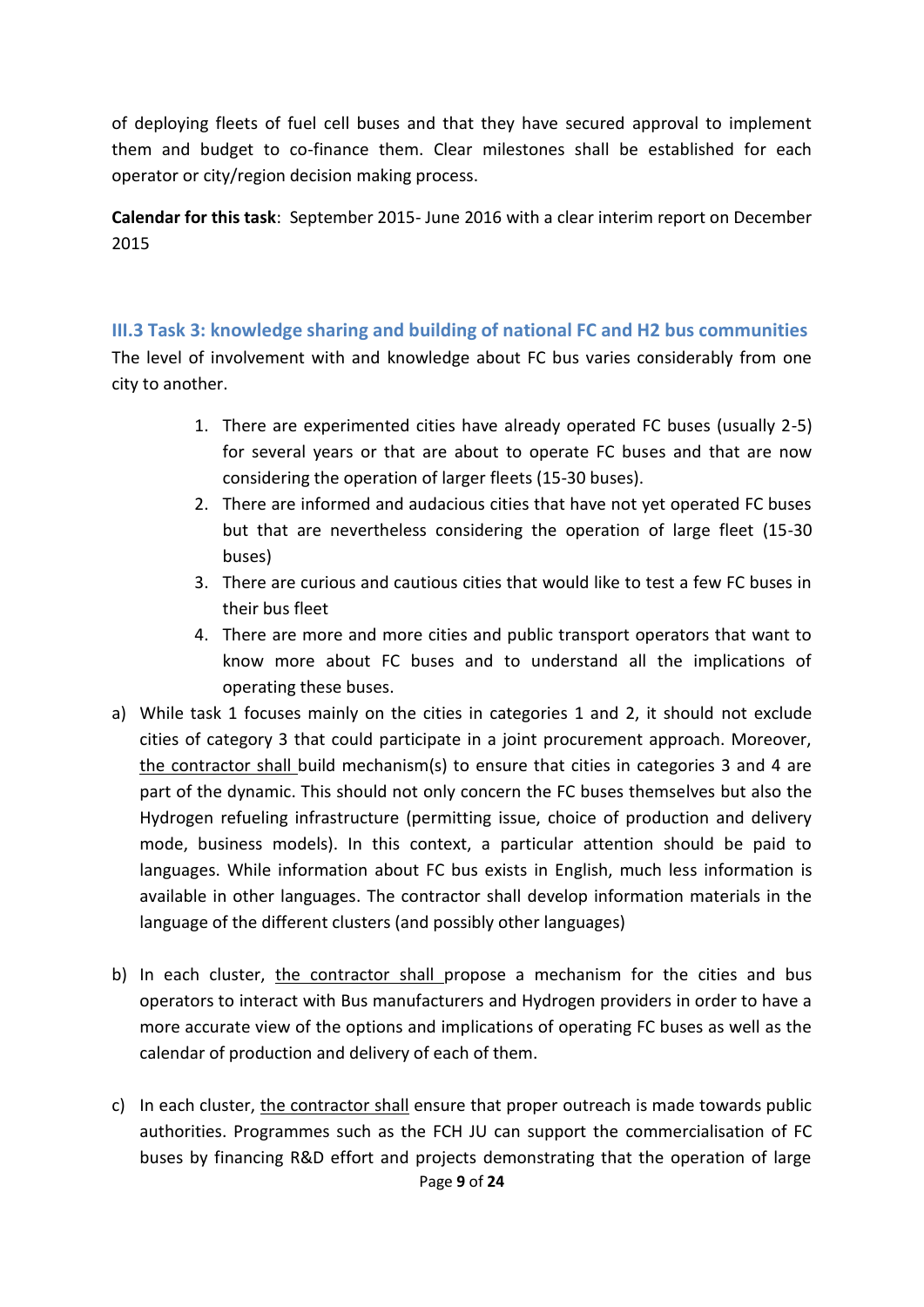of deploying fleets of fuel cell buses and that they have secured approval to implement them and budget to co-finance them. Clear milestones shall be established for each operator or city/region decision making process.

**Calendar for this task**: September 2015- June 2016 with a clear interim report on December 2015

### III.3 Task 3: knowledge sharing and building of national FC and H2 bus communities

The level of involvement with and knowledge about FC bus varies considerably from one city to another.

1. There are experimented cities have already operated FC buses (usually 2-5) for several years or that are about to operate FC buses and that are now considering the operation of larger fleets (15-30 buses).
2. There are informed and audacious cities that have not yet operated FC buses but that are nevertheless considering the operation of large fleet (15-30 buses)
3. There are curious and cautious cities that would like to test a few FC buses in their bus fleet
4. There are more and more cities and public transport operators that want to know more about FC buses and to understand all the implications of operating these buses.

a) While task 1 focuses mainly on the cities in categories 1 and 2, it should not exclude cities of category 3 that could participate in a joint procurement approach. Moreover, the contractor shall build mechanism(s) to ensure that cities in categories 3 and 4 are part of the dynamic. This should not only concern the FC buses themselves but also the Hydrogen refueling infrastructure (permitting issue, choice of production and delivery mode, business models). In this context, a particular attention should be paid to languages. While information about FC bus exists in English, much less information is available in other languages. The contractor shall develop information materials in the language of the different clusters (and possibly other languages)

b) In each cluster, the contractor shall propose a mechanism for the cities and bus operators to interact with Bus manufacturers and Hydrogen providers in order to have a more accurate view of the options and implications of operating FC buses as well as the calendar of production and delivery of each of them.

c) In each cluster, the contractor shall ensure that proper outreach is made towards public authorities. Programmes such as the FCH JU can support the commercialisation of FC buses by financing R&D effort and projects demonstrating that the operation of large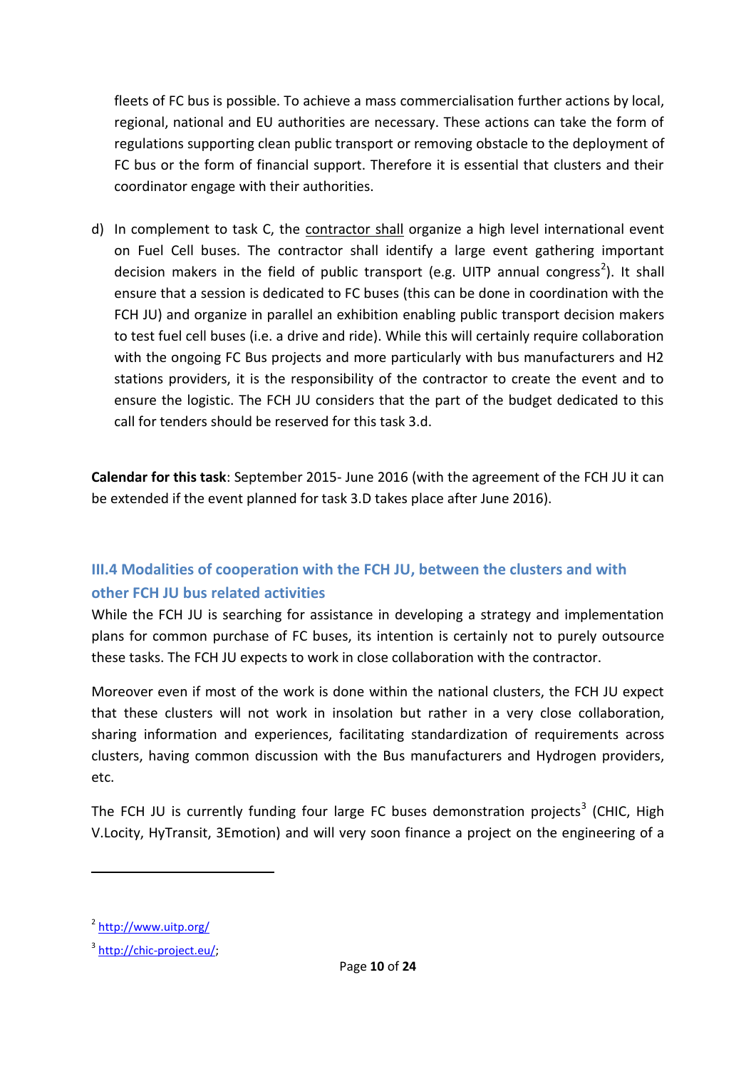fleets of FC bus is possible. To achieve a mass commercialisation further actions by local, regional, national and EU authorities are necessary. These actions can take the form of regulations supporting clean public transport or removing obstacle to the deployment of FC bus or the form of financial support. Therefore it is essential that clusters and their coordinator engage with their authorities.

d) In complement to task C, the contractor shall organize a high level international event on Fuel Cell buses. The contractor shall identify a large event gathering important decision makers in the field of public transport (e.g. UITP annual congress[2]). It shall ensure that a session is dedicated to FC buses (this can be done in coordination with the FCH JU) and organize in parallel an exhibition enabling public transport decision makers to test fuel cell buses (i.e. a drive and ride). While this will certainly require collaboration with the ongoing FC Bus projects and more particularly with bus manufacturers and H2 stations providers, it is the responsibility of the contractor to create the event and to ensure the logistic. The FCH JU considers that the part of the budget dedicated to this call for tenders should be reserved for this task 3.d.

**Calendar for this task**: September 2015- June 2016 (with the agreement of the FCH JU it can be extended if the event planned for task 3.D takes place after June 2016).

## III.4 Modalities of cooperation with the FCH JU, between the clusters and with other FCH JU bus related activities

While the FCH JU is searching for assistance in developing a strategy and implementation plans for common purchase of FC buses, its intention is certainly not to purely outsource these tasks. The FCH JU expects to work in close collaboration with the contractor.

Moreover even if most of the work is done within the national clusters, the FCH JU expect that these clusters will not work in insolation but rather in a very close collaboration, sharing information and experiences, facilitating standardization of requirements across clusters, having common discussion with the Bus manufacturers and Hydrogen providers, etc.

The FCH JU is currently funding four large FC buses demonstration projects[3] (CHIC, High V.Locity, HyTransit, 3Emotion) and will very soon finance a project on the engineering of a

---

[2] http://www.uitp.org/

[3] http://chic-project.eu/;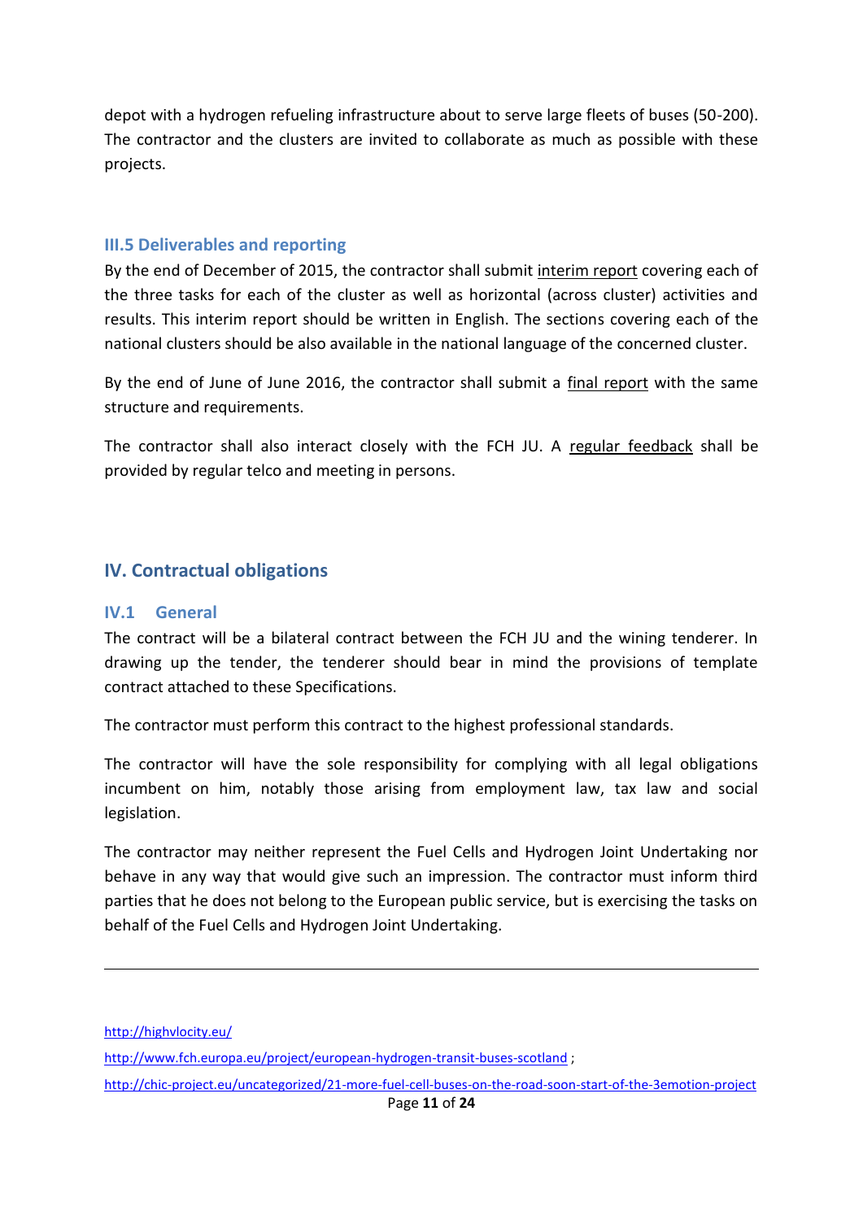depot with a hydrogen refueling infrastructure about to serve large fleets of buses (50-200). The contractor and the clusters are invited to collaborate as much as possible with these projects.

### III.5 Deliverables and reporting

By the end of December of 2015, the contractor shall submit interim report covering each of the three tasks for each of the cluster as well as horizontal (across cluster) activities and results. This interim report should be written in English. The sections covering each of the national clusters should be also available in the national language of the concerned cluster.

By the end of June of June 2016, the contractor shall submit a final report with the same structure and requirements.

The contractor shall also interact closely with the FCH JU. A regular feedback shall be provided by regular telco and meeting in persons.

## IV. Contractual obligations

### IV.1 General

The contract will be a bilateral contract between the FCH JU and the wining tenderer. In drawing up the tender, the tenderer should bear in mind the provisions of template contract attached to these Specifications.

The contractor must perform this contract to the highest professional standards.

The contractor will have the sole responsibility for complying with all legal obligations incumbent on him, notably those arising from employment law, tax law and social legislation.

The contractor may neither represent the Fuel Cells and Hydrogen Joint Undertaking nor behave in any way that would give such an impression. The contractor must inform third parties that he does not belong to the European public service, but is exercising the tasks on behalf of the Fuel Cells and Hydrogen Joint Undertaking.

---

http://highvlocity.eu/

http://www.fch.europa.eu/project/european-hydrogen-transit-buses-scotland ;

http://chic-project.eu/uncategorized/21-more-fuel-cell-buses-on-the-road-soon-start-of-the-3emotion-project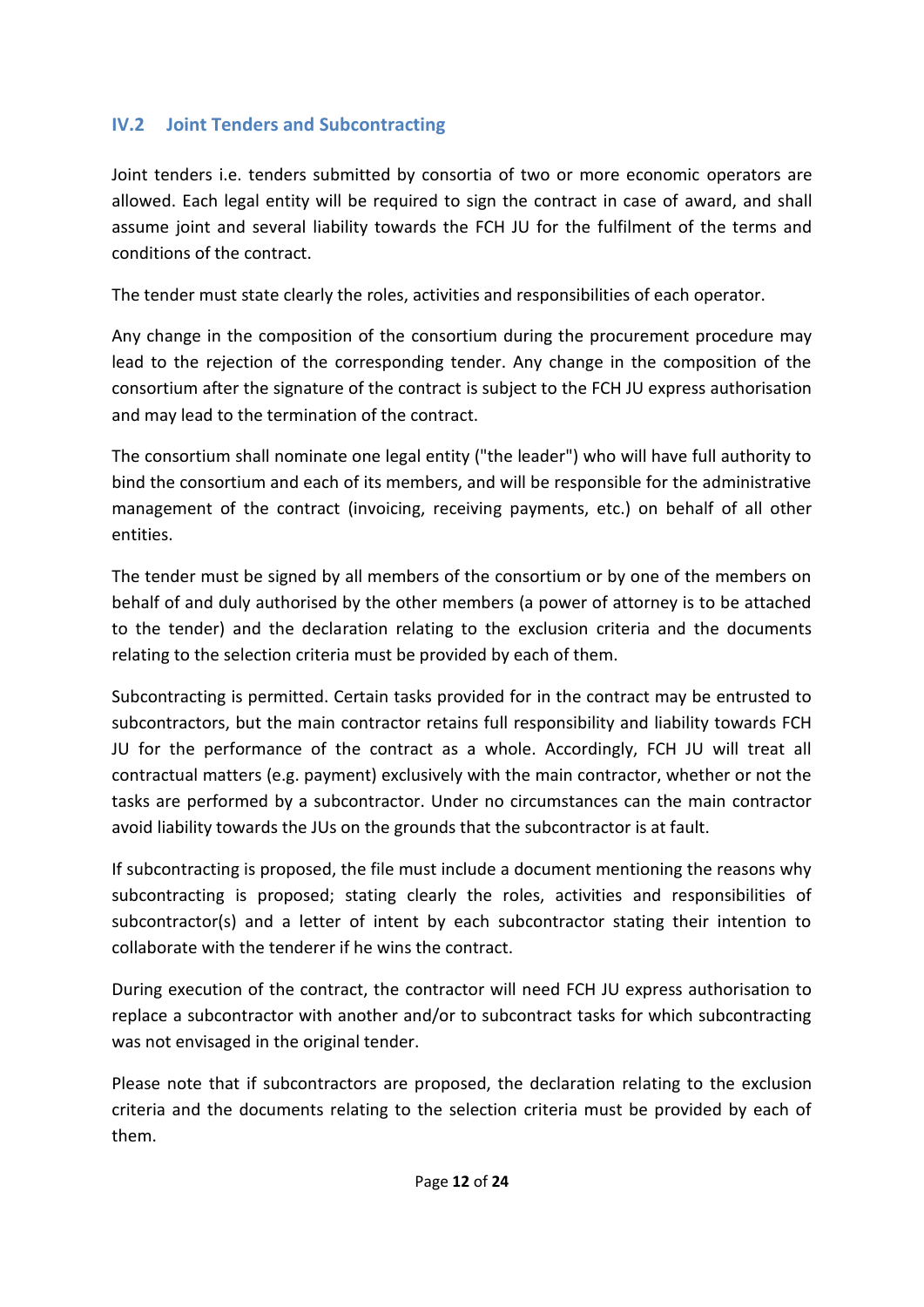## IV.2 Joint Tenders and Subcontracting

Joint tenders i.e. tenders submitted by consortia of two or more economic operators are allowed. Each legal entity will be required to sign the contract in case of award, and shall assume joint and several liability towards the FCH JU for the fulfilment of the terms and conditions of the contract.

The tender must state clearly the roles, activities and responsibilities of each operator.

Any change in the composition of the consortium during the procurement procedure may lead to the rejection of the corresponding tender. Any change in the composition of the consortium after the signature of the contract is subject to the FCH JU express authorisation and may lead to the termination of the contract.

The consortium shall nominate one legal entity ("the leader") who will have full authority to bind the consortium and each of its members, and will be responsible for the administrative management of the contract (invoicing, receiving payments, etc.) on behalf of all other entities.

The tender must be signed by all members of the consortium or by one of the members on behalf of and duly authorised by the other members (a power of attorney is to be attached to the tender) and the declaration relating to the exclusion criteria and the documents relating to the selection criteria must be provided by each of them.

Subcontracting is permitted. Certain tasks provided for in the contract may be entrusted to subcontractors, but the main contractor retains full responsibility and liability towards FCH JU for the performance of the contract as a whole. Accordingly, FCH JU will treat all contractual matters (e.g. payment) exclusively with the main contractor, whether or not the tasks are performed by a subcontractor. Under no circumstances can the main contractor avoid liability towards the JUs on the grounds that the subcontractor is at fault.

If subcontracting is proposed, the file must include a document mentioning the reasons why subcontracting is proposed; stating clearly the roles, activities and responsibilities of subcontractor(s) and a letter of intent by each subcontractor stating their intention to collaborate with the tenderer if he wins the contract.

During execution of the contract, the contractor will need FCH JU express authorisation to replace a subcontractor with another and/or to subcontract tasks for which subcontracting was not envisaged in the original tender.

Please note that if subcontractors are proposed, the declaration relating to the exclusion criteria and the documents relating to the selection criteria must be provided by each of them.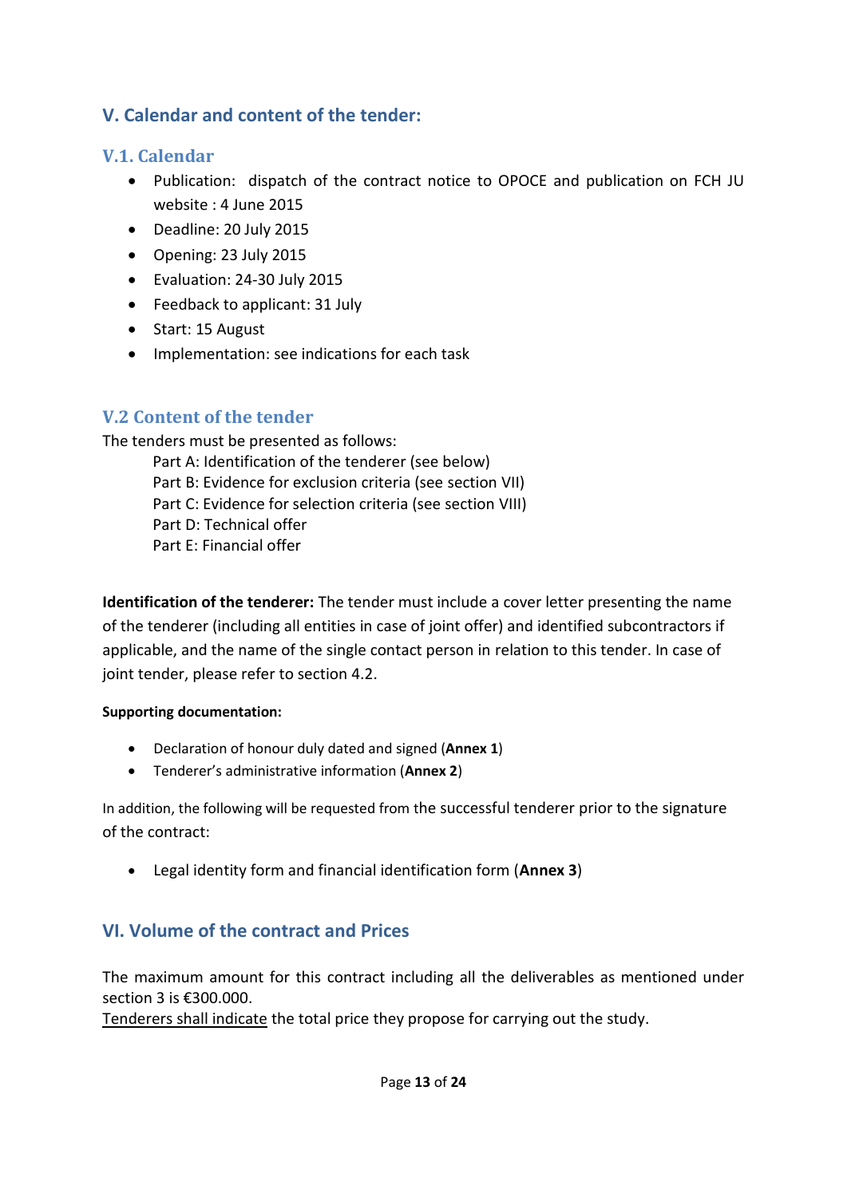## V. Calendar and content of the tender:

### V.1. Calendar

- Publication: dispatch of the contract notice to OPOCE and publication on FCH JU website : 4 June 2015
- Deadline: 20 July 2015
- Opening: 23 July 2015
- Evaluation: 24-30 July 2015
- Feedback to applicant: 31 July
- Start: 15 August
- Implementation: see indications for each task

### V.2 Content of the tender

The tenders must be presented as follows:

Part A: Identification of the tenderer (see below)
Part B: Evidence for exclusion criteria (see section VII)
Part C: Evidence for selection criteria (see section VIII)
Part D: Technical offer
Part E: Financial offer

**Identification of the tenderer:** The tender must include a cover letter presenting the name of the tenderer (including all entities in case of joint offer) and identified subcontractors if applicable, and the name of the single contact person in relation to this tender. In case of joint tender, please refer to section 4.2.

**Supporting documentation:**

- Declaration of honour duly dated and signed (**Annex 1**)
- Tenderer's administrative information (**Annex 2**)

In addition, the following will be requested from the successful tenderer prior to the signature of the contract:

- Legal identity form and financial identification form (**Annex 3**)

## VI. Volume of the contract and Prices

The maximum amount for this contract including all the deliverables as mentioned under section 3 is €300.000.
Tenderers shall indicate the total price they propose for carrying out the study.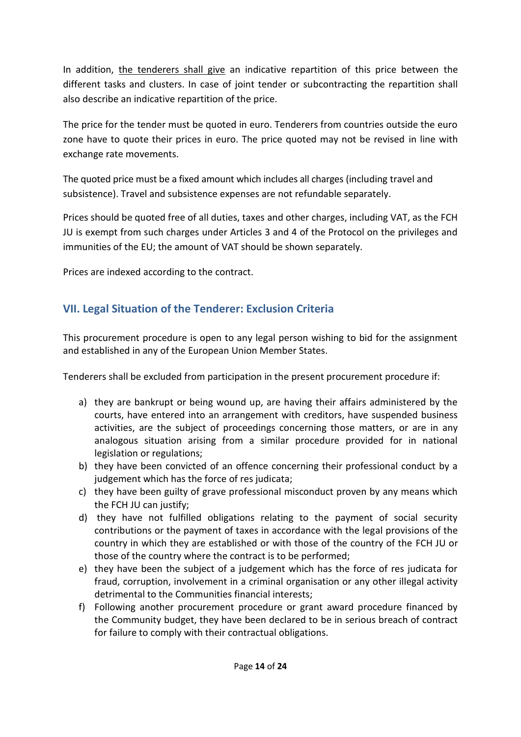In addition, <u>the tenderers shall give</u> an indicative repartition of this price between the different tasks and clusters. In case of joint tender or subcontracting the repartition shall also describe an indicative repartition of the price.

The price for the tender must be quoted in euro. Tenderers from countries outside the euro zone have to quote their prices in euro. The price quoted may not be revised in line with exchange rate movements.

The quoted price must be a fixed amount which includes all charges (including travel and subsistence). Travel and subsistence expenses are not refundable separately.

Prices should be quoted free of all duties, taxes and other charges, including VAT, as the FCH JU is exempt from such charges under Articles 3 and 4 of the Protocol on the privileges and immunities of the EU; the amount of VAT should be shown separately.

Prices are indexed according to the contract.

## VII. Legal Situation of the Tenderer: Exclusion Criteria

This procurement procedure is open to any legal person wishing to bid for the assignment and established in any of the European Union Member States.

Tenderers shall be excluded from participation in the present procurement procedure if:

a) they are bankrupt or being wound up, are having their affairs administered by the courts, have entered into an arrangement with creditors, have suspended business activities, are the subject of proceedings concerning those matters, or are in any analogous situation arising from a similar procedure provided for in national legislation or regulations;
b) they have been convicted of an offence concerning their professional conduct by a judgement which has the force of res judicata;
c) they have been guilty of grave professional misconduct proven by any means which the FCH JU can justify;
d) they have not fulfilled obligations relating to the payment of social security contributions or the payment of taxes in accordance with the legal provisions of the country in which they are established or with those of the country of the FCH JU or those of the country where the contract is to be performed;
e) they have been the subject of a judgement which has the force of res judicata for fraud, corruption, involvement in a criminal organisation or any other illegal activity detrimental to the Communities financial interests;
f) Following another procurement procedure or grant award procedure financed by the Community budget, they have been declared to be in serious breach of contract for failure to comply with their contractual obligations.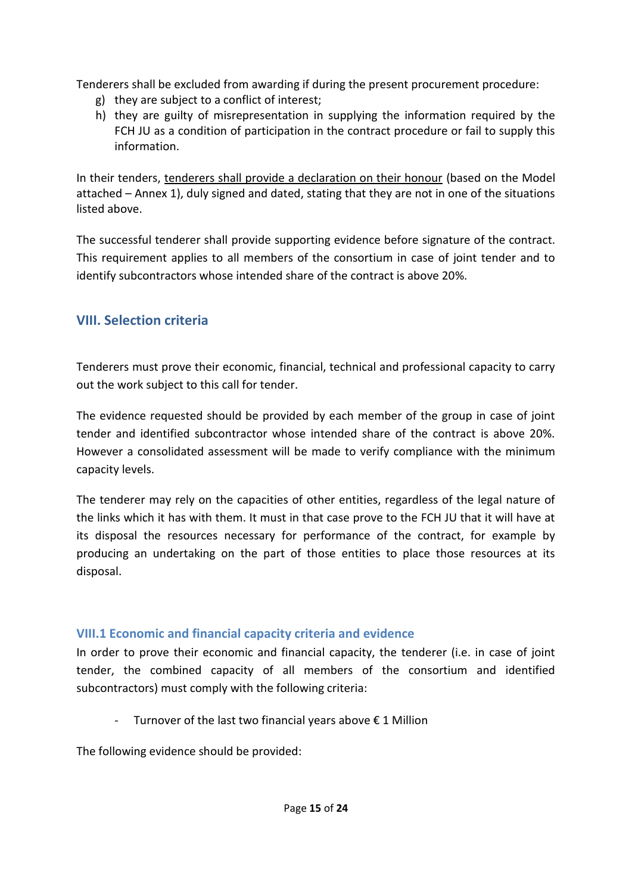Tenderers shall be excluded from awarding if during the present procurement procedure:

g) they are subject to a conflict of interest;
h) they are guilty of misrepresentation in supplying the information required by the FCH JU as a condition of participation in the contract procedure or fail to supply this information.

In their tenders, tenderers shall provide a declaration on their honour (based on the Model attached – Annex 1), duly signed and dated, stating that they are not in one of the situations listed above.

The successful tenderer shall provide supporting evidence before signature of the contract. This requirement applies to all members of the consortium in case of joint tender and to identify subcontractors whose intended share of the contract is above 20%.

## VIII. Selection criteria

Tenderers must prove their economic, financial, technical and professional capacity to carry out the work subject to this call for tender.

The evidence requested should be provided by each member of the group in case of joint tender and identified subcontractor whose intended share of the contract is above 20%. However a consolidated assessment will be made to verify compliance with the minimum capacity levels.

The tenderer may rely on the capacities of other entities, regardless of the legal nature of the links which it has with them. It must in that case prove to the FCH JU that it will have at its disposal the resources necessary for performance of the contract, for example by producing an undertaking on the part of those entities to place those resources at its disposal.

### VIII.1 Economic and financial capacity criteria and evidence

In order to prove their economic and financial capacity, the tenderer (i.e. in case of joint tender, the combined capacity of all members of the consortium and identified subcontractors) must comply with the following criteria:

- Turnover of the last two financial years above € 1 Million

The following evidence should be provided: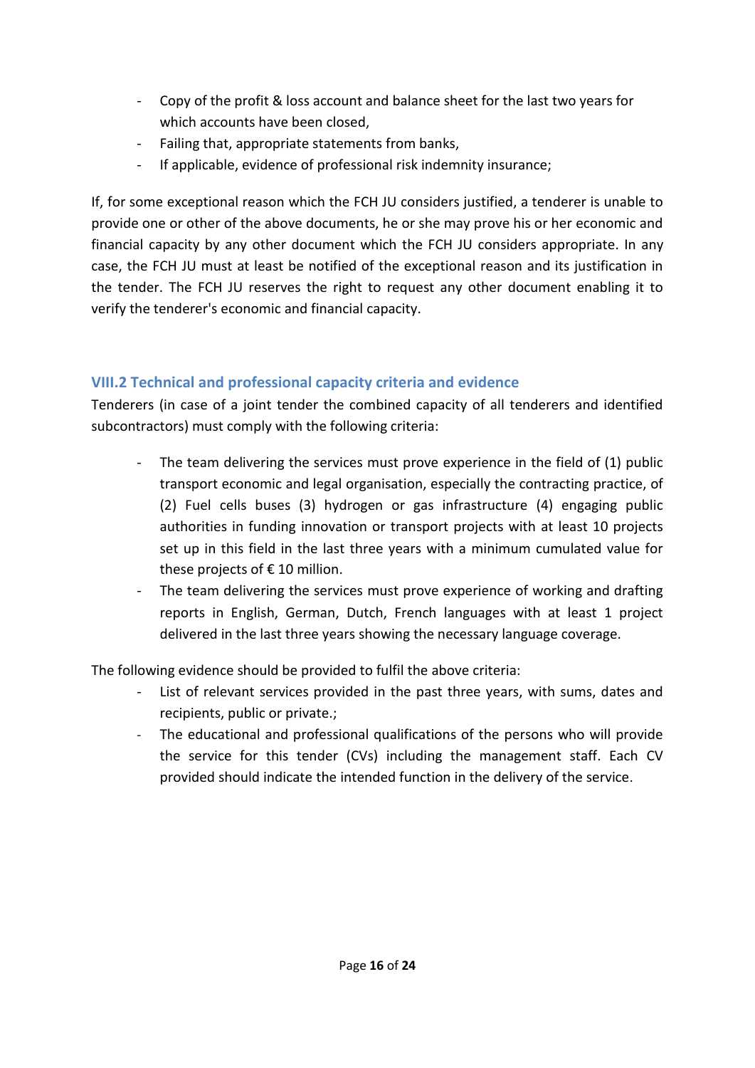- Copy of the profit & loss account and balance sheet for the last two years for which accounts have been closed,
- Failing that, appropriate statements from banks,
- If applicable, evidence of professional risk indemnity insurance;

If, for some exceptional reason which the FCH JU considers justified, a tenderer is unable to provide one or other of the above documents, he or she may prove his or her economic and financial capacity by any other document which the FCH JU considers appropriate. In any case, the FCH JU must at least be notified of the exceptional reason and its justification in the tender. The FCH JU reserves the right to request any other document enabling it to verify the tenderer's economic and financial capacity.

### VIII.2 Technical and professional capacity criteria and evidence

Tenderers (in case of a joint tender the combined capacity of all tenderers and identified subcontractors) must comply with the following criteria:

- The team delivering the services must prove experience in the field of (1) public transport economic and legal organisation, especially the contracting practice, of (2) Fuel cells buses (3) hydrogen or gas infrastructure (4) engaging public authorities in funding innovation or transport projects with at least 10 projects set up in this field in the last three years with a minimum cumulated value for these projects of € 10 million.
- The team delivering the services must prove experience of working and drafting reports in English, German, Dutch, French languages with at least 1 project delivered in the last three years showing the necessary language coverage.

The following evidence should be provided to fulfil the above criteria:

- List of relevant services provided in the past three years, with sums, dates and recipients, public or private.;
- The educational and professional qualifications of the persons who will provide the service for this tender (CVs) including the management staff. Each CV provided should indicate the intended function in the delivery of the service.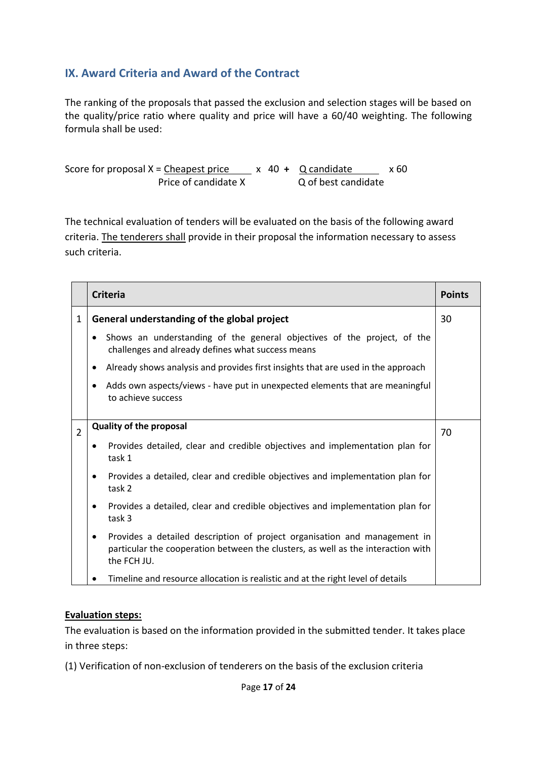## IX. Award Criteria and Award of the Contract

The ranking of the proposals that passed the exclusion and selection stages will be based on the quality/price ratio where quality and price will have a 60/40 weighting. The following formula shall be used:

$$\text{Score for proposal X} = \frac{\text{Cheapest price}}{\text{Price of candidate X}} \times 40 + \frac{\text{Q candidate}}{\text{Q of best candidate}} \times 60$$

The technical evaluation of tenders will be evaluated on the basis of the following award criteria. The tenderers shall provide in their proposal the information necessary to assess such criteria.

| | Criteria | Points |
|---|---|---|
| 1 | **General understanding of the global project**<br>• Shows an understanding of the general objectives of the project, of the challenges and already defines what success means<br>• Already shows analysis and provides first insights that are used in the approach<br>• Adds own aspects/views - have put in unexpected elements that are meaningful to achieve success | 30 |
| 2 | **Quality of the proposal**<br>• Provides detailed, clear and credible objectives and implementation plan for task 1<br>• Provides a detailed, clear and credible objectives and implementation plan for task 2<br>• Provides a detailed, clear and credible objectives and implementation plan for task 3<br>• Provides a detailed description of project organisation and management in particular the cooperation between the clusters, as well as the interaction with the FCH JU.<br>• Timeline and resource allocation is realistic and at the right level of details | 70 |

**Evaluation steps:**

The evaluation is based on the information provided in the submitted tender. It takes place in three steps:

(1) Verification of non-exclusion of tenderers on the basis of the exclusion criteria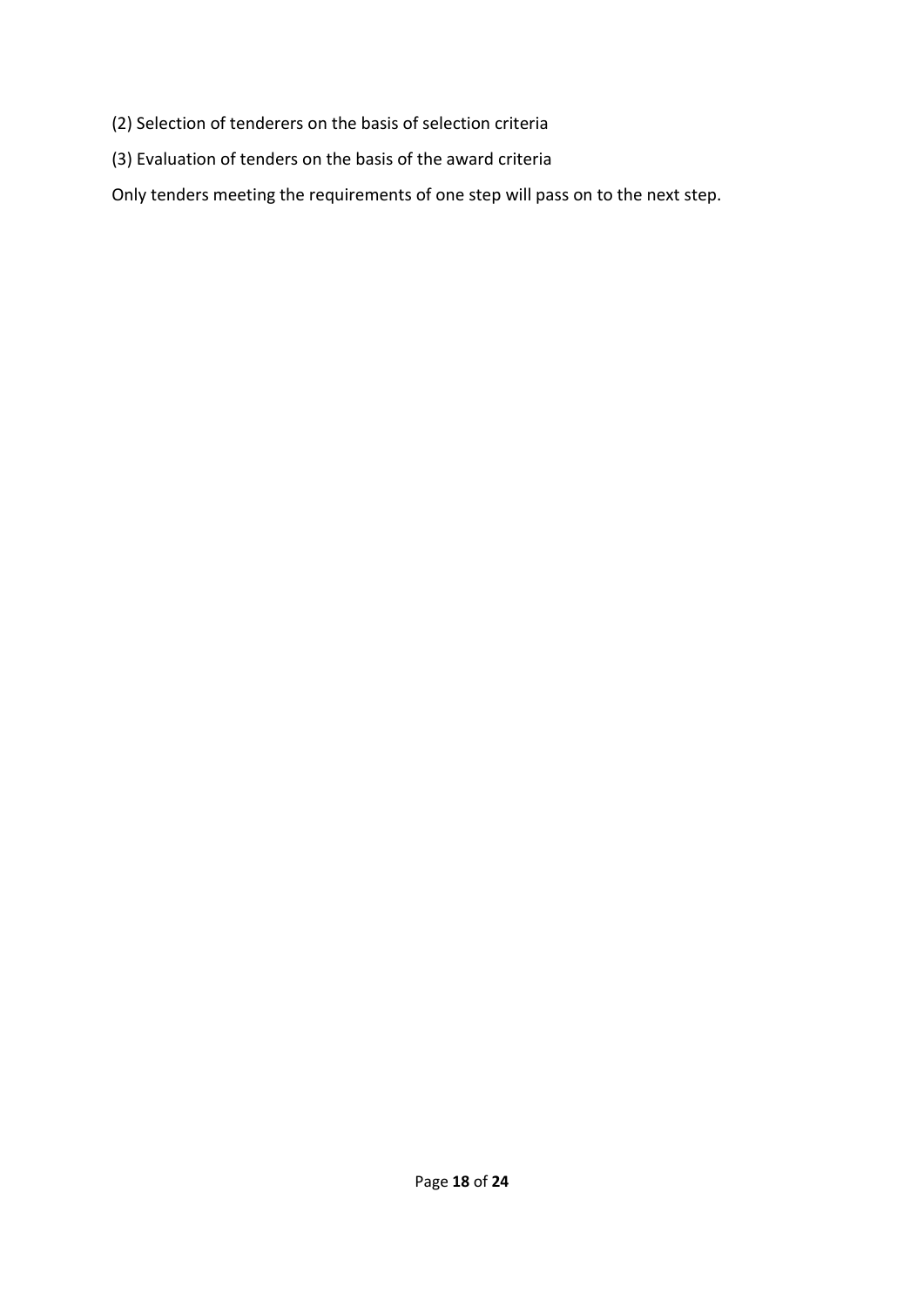(2) Selection of tenderers on the basis of selection criteria

(3) Evaluation of tenders on the basis of the award criteria

Only tenders meeting the requirements of one step will pass on to the next step.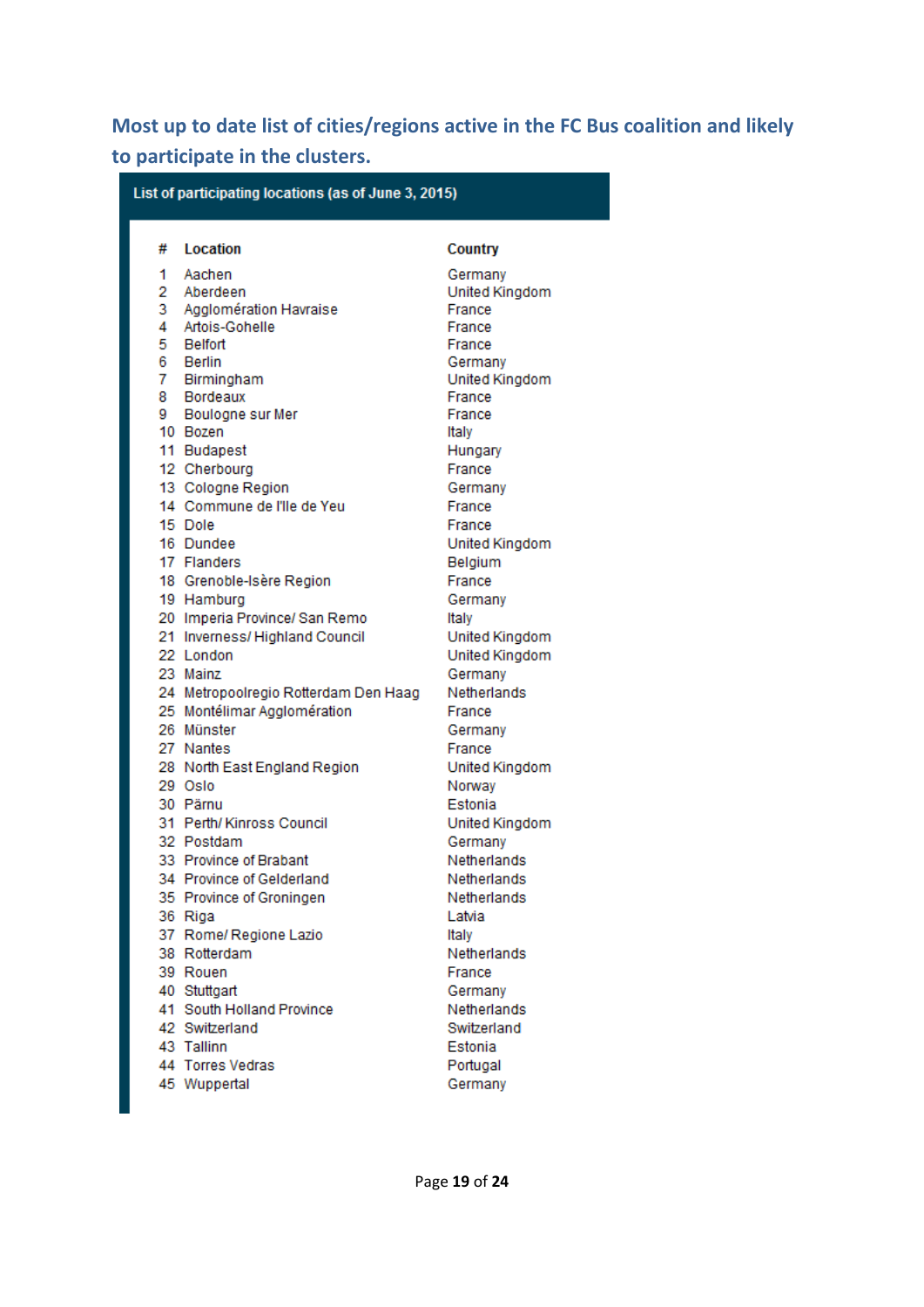## Most up to date list of cities/regions active in the FC Bus coalition and likely to participate in the clusters.

**List of participating locations (as of June 3, 2015)**

| # | Location | Country |
|---|---|---|
| 1 | Aachen | Germany |
| 2 | Aberdeen | United Kingdom |
| 3 | Agglomération Havraise | France |
| 4 | Artois-Gohelle | France |
| 5 | Belfort | France |
| 6 | Berlin | Germany |
| 7 | Birmingham | United Kingdom |
| 8 | Bordeaux | France |
| 9 | Boulogne sur Mer | France |
| 10 | Bozen | Italy |
| 11 | Budapest | Hungary |
| 12 | Cherbourg | France |
| 13 | Cologne Region | Germany |
| 14 | Commune de l'Ile de Yeu | France |
| 15 | Dole | France |
| 16 | Dundee | United Kingdom |
| 17 | Flanders | Belgium |
| 18 | Grenoble-Isère Region | France |
| 19 | Hamburg | Germany |
| 20 | Imperia Province/ San Remo | Italy |
| 21 | Inverness/ Highland Council | United Kingdom |
| 22 | London | United Kingdom |
| 23 | Mainz | Germany |
| 24 | Metropoolregio Rotterdam Den Haag | Netherlands |
| 25 | Montélimar Agglomération | France |
| 26 | Münster | Germany |
| 27 | Nantes | France |
| 28 | North East England Region | United Kingdom |
| 29 | Oslo | Norway |
| 30 | Pärnu | Estonia |
| 31 | Perth/ Kinross Council | United Kingdom |
| 32 | Postdam | Germany |
| 33 | Province of Brabant | Netherlands |
| 34 | Province of Gelderland | Netherlands |
| 35 | Province of Groningen | Netherlands |
| 36 | Riga | Latvia |
| 37 | Rome/ Regione Lazio | Italy |
| 38 | Rotterdam | Netherlands |
| 39 | Rouen | France |
| 40 | Stuttgart | Germany |
| 41 | South Holland Province | Netherlands |
| 42 | Switzerland | Switzerland |
| 43 | Tallinn | Estonia |
| 44 | Torres Vedras | Portugal |
| 45 | Wuppertal | Germany |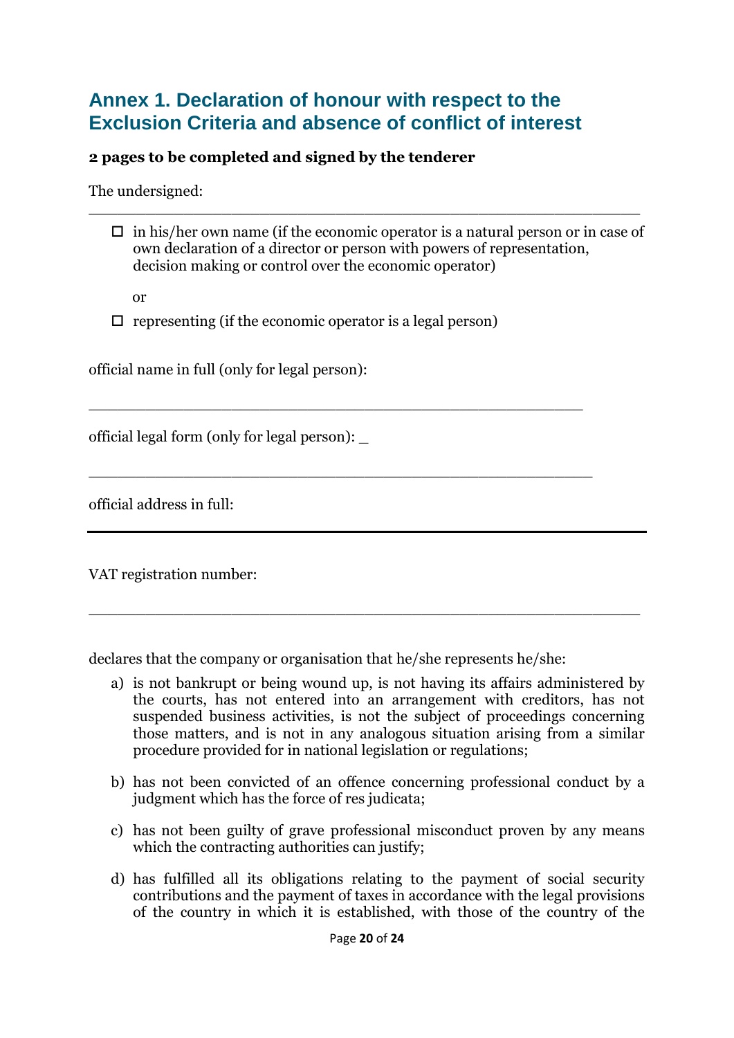## Annex 1. Declaration of honour with respect to the Exclusion Criteria and absence of conflict of interest

**2 pages to be completed and signed by the tenderer**

The undersigned:

_______________________________________________________

- ☐ in his/her own name (if the economic operator is a natural person or in case of own declaration of a director or person with powers of representation, decision making or control over the economic operator)

  or

- ☐ representing (if the economic operator is a legal person)

official name in full (only for legal person):

_______________________________________________________

official legal form (only for legal person): _

_______________________________________________________

official address in full:

_______________________________________________________

VAT registration number:

_______________________________________________________

declares that the company or organisation that he/she represents he/she:

a) is not bankrupt or being wound up, is not having its affairs administered by the courts, has not entered into an arrangement with creditors, has not suspended business activities, is not the subject of proceedings concerning those matters, and is not in any analogous situation arising from a similar procedure provided for in national legislation or regulations;

b) has not been convicted of an offence concerning professional conduct by a judgment which has the force of res judicata;

c) has not been guilty of grave professional misconduct proven by any means which the contracting authorities can justify;

d) has fulfilled all its obligations relating to the payment of social security contributions and the payment of taxes in accordance with the legal provisions of the country in which it is established, with those of the country of the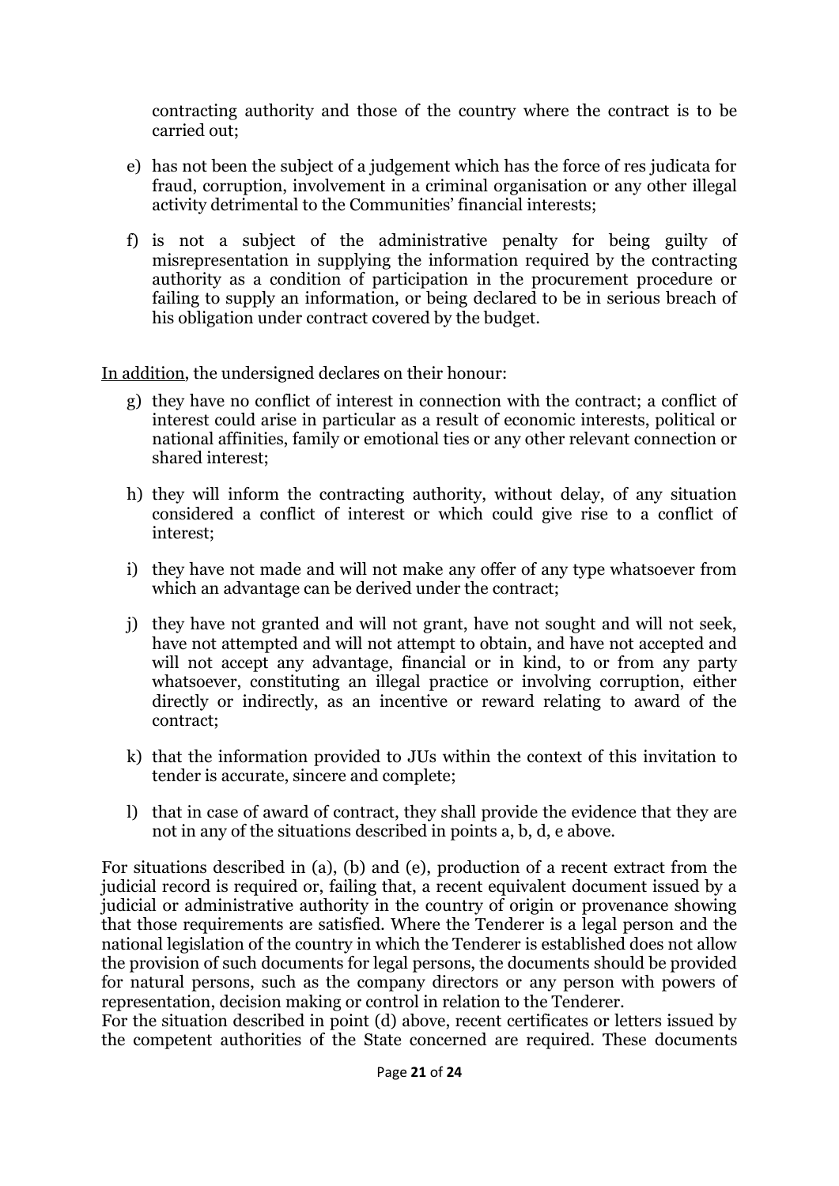contracting authority and those of the country where the contract is to be carried out;

e) has not been the subject of a judgement which has the force of res judicata for fraud, corruption, involvement in a criminal organisation or any other illegal activity detrimental to the Communities' financial interests;

f) is not a subject of the administrative penalty for being guilty of misrepresentation in supplying the information required by the contracting authority as a condition of participation in the procurement procedure or failing to supply an information, or being declared to be in serious breach of his obligation under contract covered by the budget.

In addition, the undersigned declares on their honour:

g) they have no conflict of interest in connection with the contract; a conflict of interest could arise in particular as a result of economic interests, political or national affinities, family or emotional ties or any other relevant connection or shared interest;

h) they will inform the contracting authority, without delay, of any situation considered a conflict of interest or which could give rise to a conflict of interest;

i) they have not made and will not make any offer of any type whatsoever from which an advantage can be derived under the contract;

j) they have not granted and will not grant, have not sought and will not seek, have not attempted and will not attempt to obtain, and have not accepted and will not accept any advantage, financial or in kind, to or from any party whatsoever, constituting an illegal practice or involving corruption, either directly or indirectly, as an incentive or reward relating to award of the contract;

k) that the information provided to JUs within the context of this invitation to tender is accurate, sincere and complete;

l) that in case of award of contract, they shall provide the evidence that they are not in any of the situations described in points a, b, d, e above.

For situations described in (a), (b) and (e), production of a recent extract from the judicial record is required or, failing that, a recent equivalent document issued by a judicial or administrative authority in the country of origin or provenance showing that those requirements are satisfied. Where the Tenderer is a legal person and the national legislation of the country in which the Tenderer is established does not allow the provision of such documents for legal persons, the documents should be provided for natural persons, such as the company directors or any person with powers of representation, decision making or control in relation to the Tenderer.
For the situation described in point (d) above, recent certificates or letters issued by the competent authorities of the State concerned are required. These documents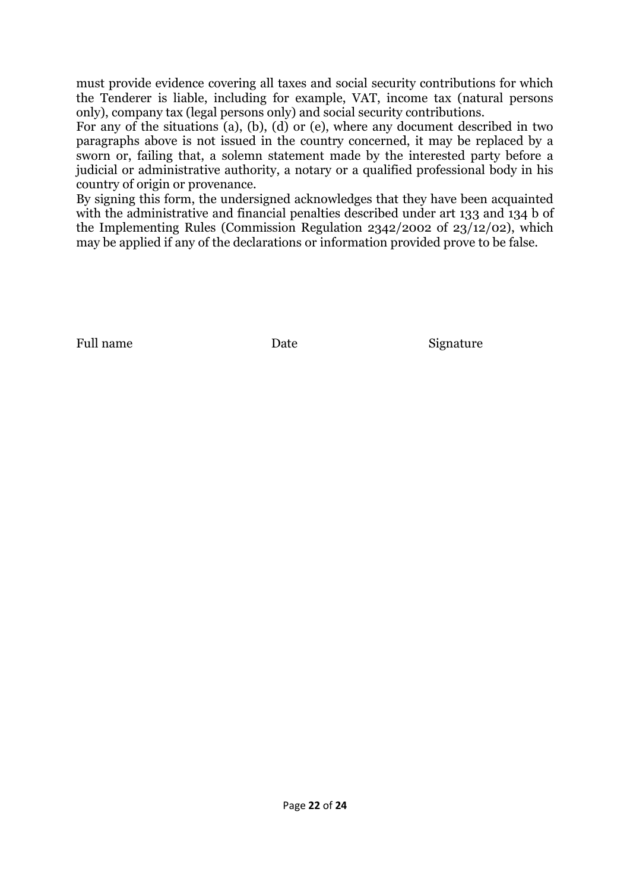must provide evidence covering all taxes and social security contributions for which the Tenderer is liable, including for example, VAT, income tax (natural persons only), company tax (legal persons only) and social security contributions.

For any of the situations (a), (b), (d) or (e), where any document described in two paragraphs above is not issued in the country concerned, it may be replaced by a sworn or, failing that, a solemn statement made by the interested party before a judicial or administrative authority, a notary or a qualified professional body in his country of origin or provenance.

By signing this form, the undersigned acknowledges that they have been acquainted with the administrative and financial penalties described under art 133 and 134 b of the Implementing Rules (Commission Regulation 2342/2002 of 23/12/02), which may be applied if any of the declarations or information provided prove to be false.

Full name　　　　　　　　Date　　　　　　　　Signature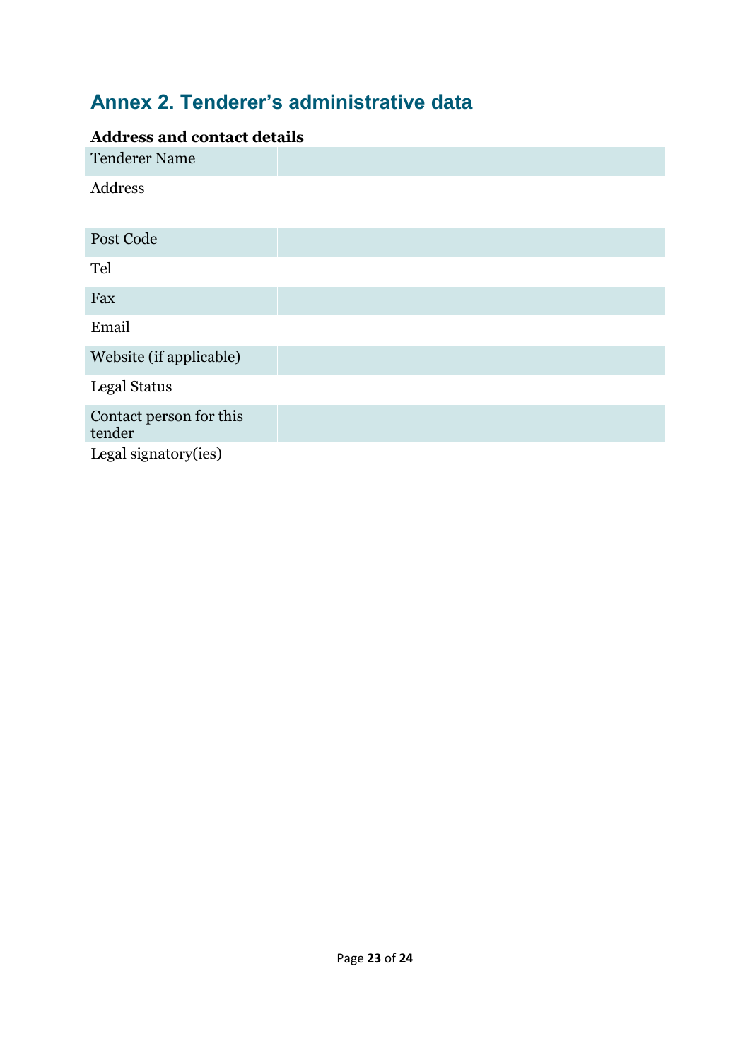## Annex 2. Tenderer's administrative data

**Address and contact details**

| Tenderer Name | |
|---|---|
| Address | |
| Post Code | |
| Tel | |
| Fax | |
| Email | |
| Website (if applicable) | |
| Legal Status | |
| Contact person for this tender | |
| Legal signatory(ies) | |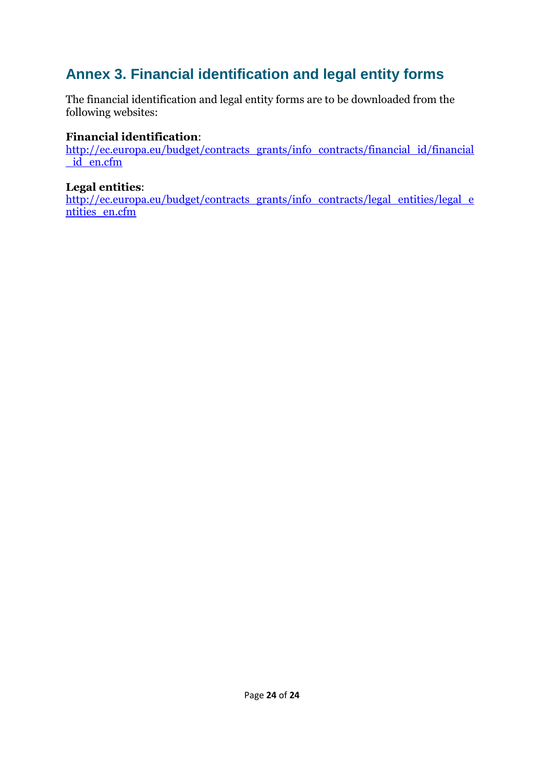## Annex 3. Financial identification and legal entity forms

The financial identification and legal entity forms are to be downloaded from the following websites:

**Financial identification**:
http://ec.europa.eu/budget/contracts_grants/info_contracts/financial_id/financial_id_en.cfm

**Legal entities**:
http://ec.europa.eu/budget/contracts_grants/info_contracts/legal_entities/legal_entities_en.cfm